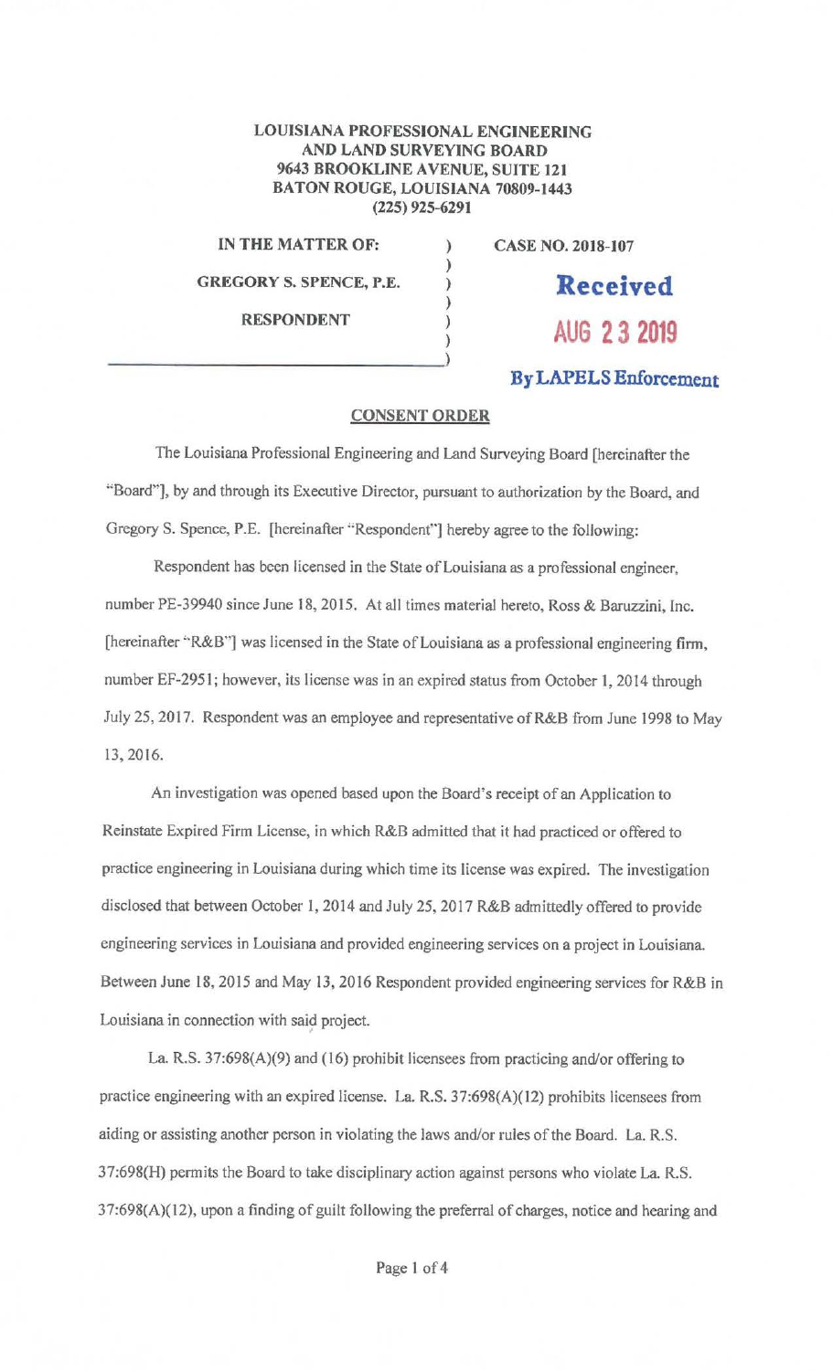**LOUISIANA PROFESSIONAL ENGINEERING AND LAND SURVEYING BOARD**
**9643 BROOKLINE AVENUE, SUITE 121**
**BATON ROUGE, LOUISIANA 70809-1443**
**(225) 925-6291**

**IN THE MATTER OF:**

**GREGORY S. SPENCE, P.E.**

**RESPONDENT**

**CASE NO. 2018-107**

**Received**
**AUG 23 2019**
**By LAPELS Enforcement**

## CONSENT ORDER

The Louisiana Professional Engineering and Land Surveying Board [hereinafter the "Board"], by and through its Executive Director, pursuant to authorization by the Board, and Gregory S. Spence, P.E. [hereinafter "Respondent"] hereby agree to the following:

Respondent has been licensed in the State of Louisiana as a professional engineer, number PE-39940 since June 18, 2015. At all times material hereto, Ross & Baruzzini, Inc. [hereinafter "R&B"] was licensed in the State of Louisiana as a professional engineering firm, number EF-2951; however, its license was in an expired status from October 1, 2014 through July 25, 2017. Respondent was an employee and representative of R&B from June 1998 to May 13, 2016.

An investigation was opened based upon the Board's receipt of an Application to Reinstate Expired Firm License, in which R&B admitted that it had practiced or offered to practice engineering in Louisiana during which time its license was expired. The investigation disclosed that between October 1, 2014 and July 25, 2017 R&B admittedly offered to provide engineering services in Louisiana and provided engineering services on a project in Louisiana. Between June 18, 2015 and May 13, 2016 Respondent provided engineering services for R&B in Louisiana in connection with said project.

La. R.S. 37:698(A)(9) and (16) prohibit licensees from practicing and/or offering to practice engineering with an expired license. La. R.S. 37:698(A)(12) prohibits licensees from aiding or assisting another person in violating the laws and/or rules of the Board. La. R.S. 37:698(H) permits the Board to take disciplinary action against persons who violate La. R.S. 37:698(A)(12), upon a finding of guilt following the preferral of charges, notice and hearing and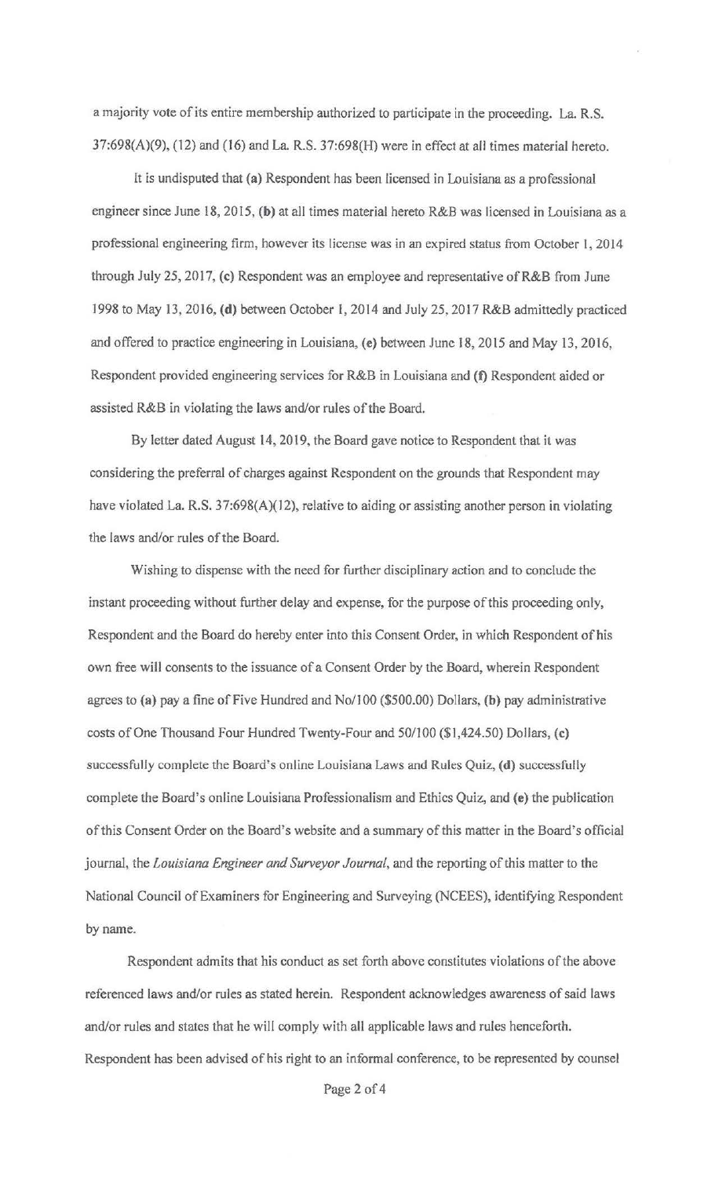a majority vote of its entire membership authorized to participate in the proceeding. La. R.S. 37:698(A)(9), (12) and (16) and La. R.S. 37:698(H) were in effect at all times material hereto.

It is undisputed that **(a)** Respondent has been licensed in Louisiana as a professional engineer since June 18, 2015, **(b)** at all times material hereto R&B was licensed in Louisiana as a professional engineering firm, however its license was in an expired status from October 1, 2014 through July 25, 2017, **(c)** Respondent was an employee and representative of R&B from June 1998 to May 13, 2016, **(d)** between October 1, 2014 and July 25, 2017 R&B admittedly practiced and offered to practice engineering in Louisiana, **(e)** between June 18, 2015 and May 13, 2016, Respondent provided engineering services for R&B in Louisiana and **(f)** Respondent aided or assisted R&B in violating the laws and/or rules of the Board.

By letter dated August 14, 2019, the Board gave notice to Respondent that it was considering the preferral of charges against Respondent on the grounds that Respondent may have violated La. R.S. 37:698(A)(12), relative to aiding or assisting another person in violating the laws and/or rules of the Board.

Wishing to dispense with the need for further disciplinary action and to conclude the instant proceeding without further delay and expense, for the purpose of this proceeding only, Respondent and the Board do hereby enter into this Consent Order, in which Respondent of his own free will consents to the issuance of a Consent Order by the Board, wherein Respondent agrees to **(a)** pay a fine of Five Hundred and No/100 ($500.00) Dollars, **(b)** pay administrative costs of One Thousand Four Hundred Twenty-Four and 50/100 ($1,424.50) Dollars, **(c)** successfully complete the Board's online Louisiana Laws and Rules Quiz, **(d)** successfully complete the Board's online Louisiana Professionalism and Ethics Quiz, and **(e)** the publication of this Consent Order on the Board's website and a summary of this matter in the Board's official journal, the *Louisiana Engineer and Surveyor Journal*, and the reporting of this matter to the National Council of Examiners for Engineering and Surveying (NCEES), identifying Respondent by name.

Respondent admits that his conduct as set forth above constitutes violations of the above referenced laws and/or rules as stated herein. Respondent acknowledges awareness of said laws and/or rules and states that he will comply with all applicable laws and rules henceforth. Respondent has been advised of his right to an informal conference, to be represented by counsel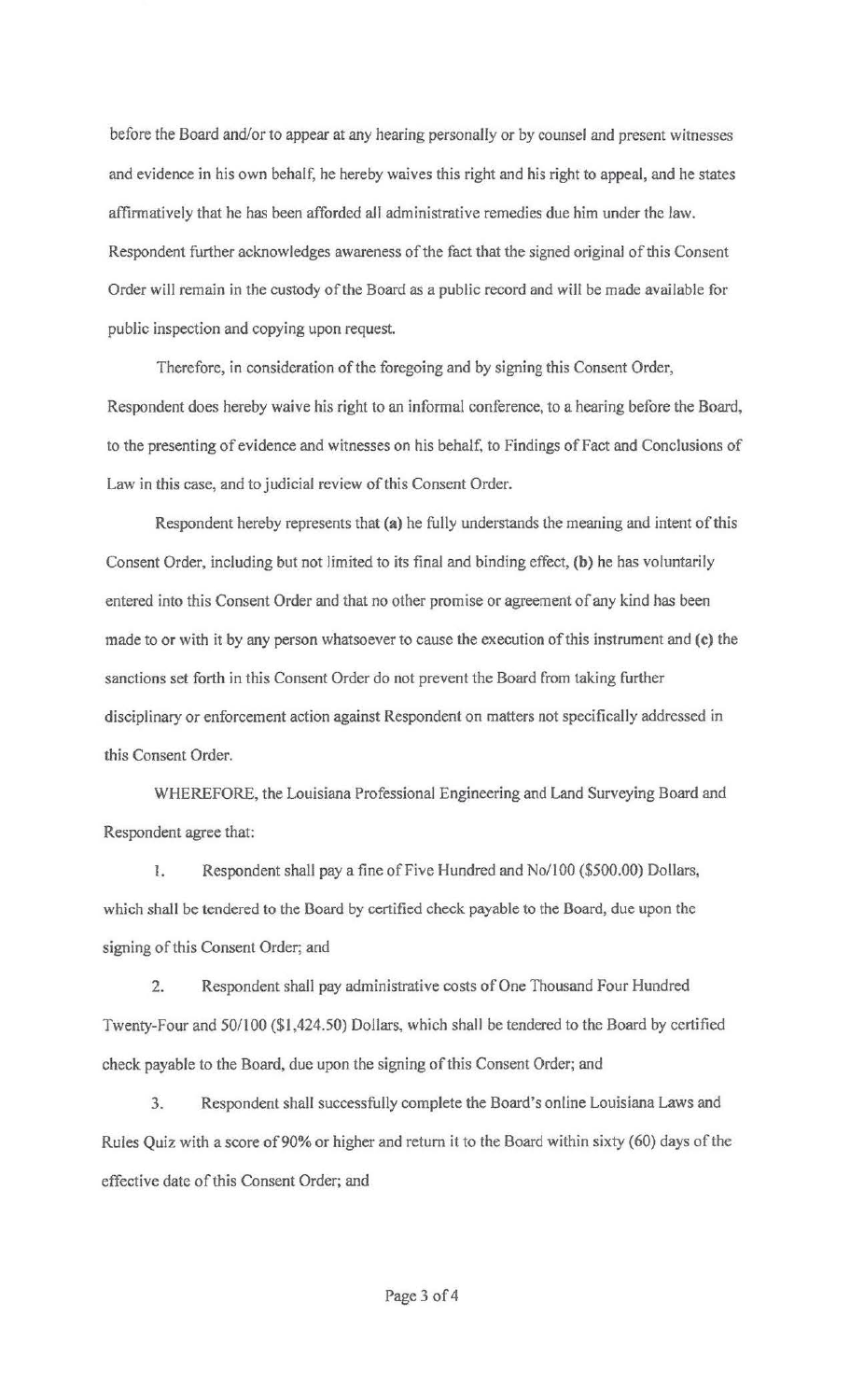before the Board and/or to appear at any hearing personally or by counsel and present witnesses and evidence in his own behalf, he hereby waives this right and his right to appeal, and he states affirmatively that he has been afforded all administrative remedies due him under the law. Respondent further acknowledges awareness of the fact that the signed original of this Consent Order will remain in the custody of the Board as a public record and will be made available for public inspection and copying upon request.

Therefore, in consideration of the foregoing and by signing this Consent Order, Respondent does hereby waive his right to an informal conference, to a hearing before the Board, to the presenting of evidence and witnesses on his behalf, to Findings of Fact and Conclusions of Law in this case, and to judicial review of this Consent Order.

Respondent hereby represents that **(a)** he fully understands the meaning and intent of this Consent Order, including but not limited to its final and binding effect, **(b)** he has voluntarily entered into this Consent Order and that no other promise or agreement of any kind has been made to or with it by any person whatsoever to cause the execution of this instrument and **(c)** the sanctions set forth in this Consent Order do not prevent the Board from taking further disciplinary or enforcement action against Respondent on matters not specifically addressed in this Consent Order.

WHEREFORE, the Louisiana Professional Engineering and Land Surveying Board and Respondent agree that:

1. Respondent shall pay a fine of Five Hundred and No/100 ($500.00) Dollars, which shall be tendered to the Board by certified check payable to the Board, due upon the signing of this Consent Order; and

2. Respondent shall pay administrative costs of One Thousand Four Hundred Twenty-Four and 50/100 ($1,424.50) Dollars, which shall be tendered to the Board by certified check payable to the Board, due upon the signing of this Consent Order; and

3. Respondent shall successfully complete the Board's online Louisiana Laws and Rules Quiz with a score of 90% or higher and return it to the Board within sixty (60) days of the effective date of this Consent Order; and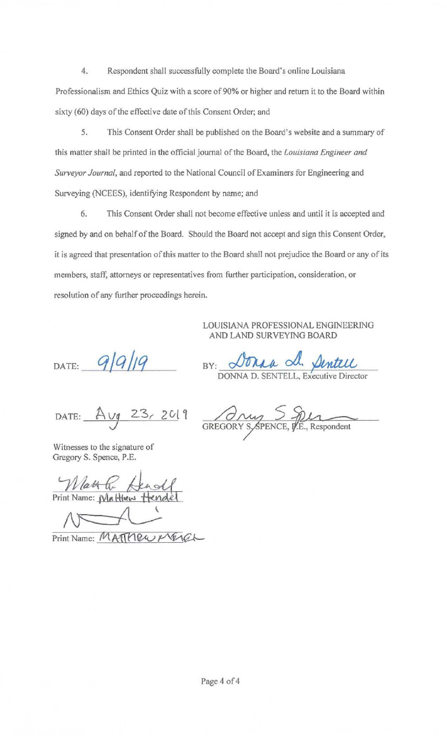4. Respondent shall successfully complete the Board's online Louisiana Professionalism and Ethics Quiz with a score of 90% or higher and return it to the Board within sixty (60) days of the effective date of this Consent Order; and

5. This Consent Order shall be published on the Board's website and a summary of this matter shall be printed in the official journal of the Board, the *Louisiana Engineer and Surveyor Journal*, and reported to the National Council of Examiners for Engineering and Surveying (NCEES), identifying Respondent by name; and

6. This Consent Order shall not become effective unless and until it is accepted and signed by and on behalf of the Board. Should the Board not accept and sign this Consent Order, it is agreed that presentation of this matter to the Board shall not prejudice the Board or any of its members, staff, attorneys or representatives from further participation, consideration, or resolution of any further proceedings herein.

LOUISIANA PROFESSIONAL ENGINEERING AND LAND SURVEYING BOARD

DATE: 9/9/19

BY: Donna D. Sentell
DONNA D. SENTELL, Executive Director

DATE: Aug 23, 2019

Greg S Spence
GREGORY S. SPENCE, P.E., Respondent

Witnesses to the signature of
Gregory S. Spence, P.E.

Matt R. Hendel
Print Name: Matthew Hendel

Print Name: MATTHEW MENCH